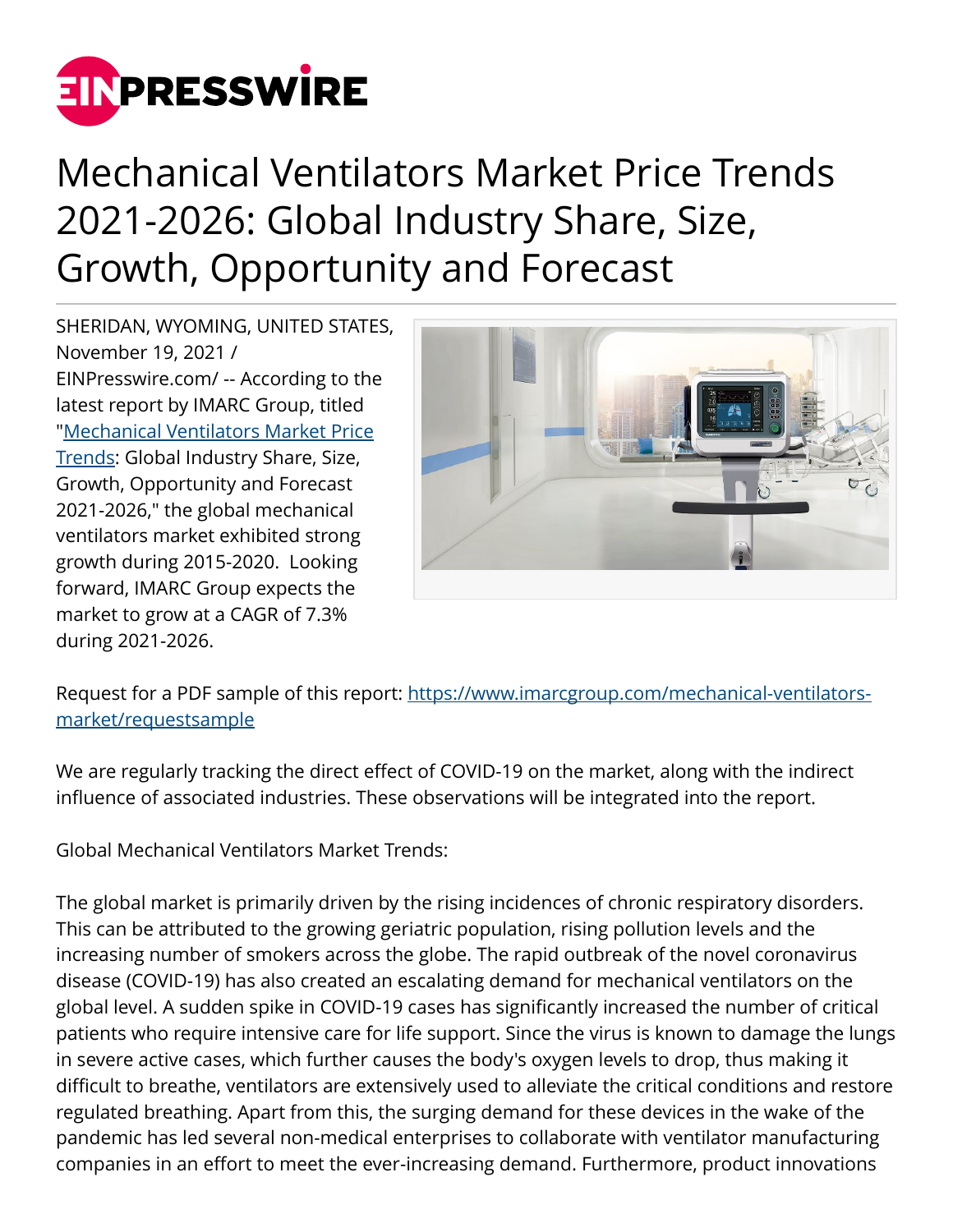# Mechanical Ventilators Market Price Trends 2021-2026: Global Industry Share, Size, Growth, Opportunity and Forecast

SHERIDAN, WYOMING, UNITED STATES, November 19, 2021 / EINPresswire.com/ -- According to the latest report by IMARC Group, titled "Mechanical Ventilators Market Price Trends: Global Industry Share, Size, Growth, Opportunity and Forecast 2021-2026," the global mechanical ventilators market exhibited strong growth during 2015-2020. Looking forward, IMARC Group expects the market to grow at a CAGR of 7.3% during 2021-2026.

Request for a PDF sample of this report: https://www.imarcgroup.com/mechanical-ventilators-market/requestsample

We are regularly tracking the direct effect of COVID-19 on the market, along with the indirect influence of associated industries. These observations will be integrated into the report.

Global Mechanical Ventilators Market Trends:

The global market is primarily driven by the rising incidences of chronic respiratory disorders. This can be attributed to the growing geriatric population, rising pollution levels and the increasing number of smokers across the globe. The rapid outbreak of the novel coronavirus disease (COVID-19) has also created an escalating demand for mechanical ventilators on the global level. A sudden spike in COVID-19 cases has significantly increased the number of critical patients who require intensive care for life support. Since the virus is known to damage the lungs in severe active cases, which further causes the body's oxygen levels to drop, thus making it difficult to breathe, ventilators are extensively used to alleviate the critical conditions and restore regulated breathing. Apart from this, the surging demand for these devices in the wake of the pandemic has led several non-medical enterprises to collaborate with ventilator manufacturing companies in an effort to meet the ever-increasing demand. Furthermore, product innovations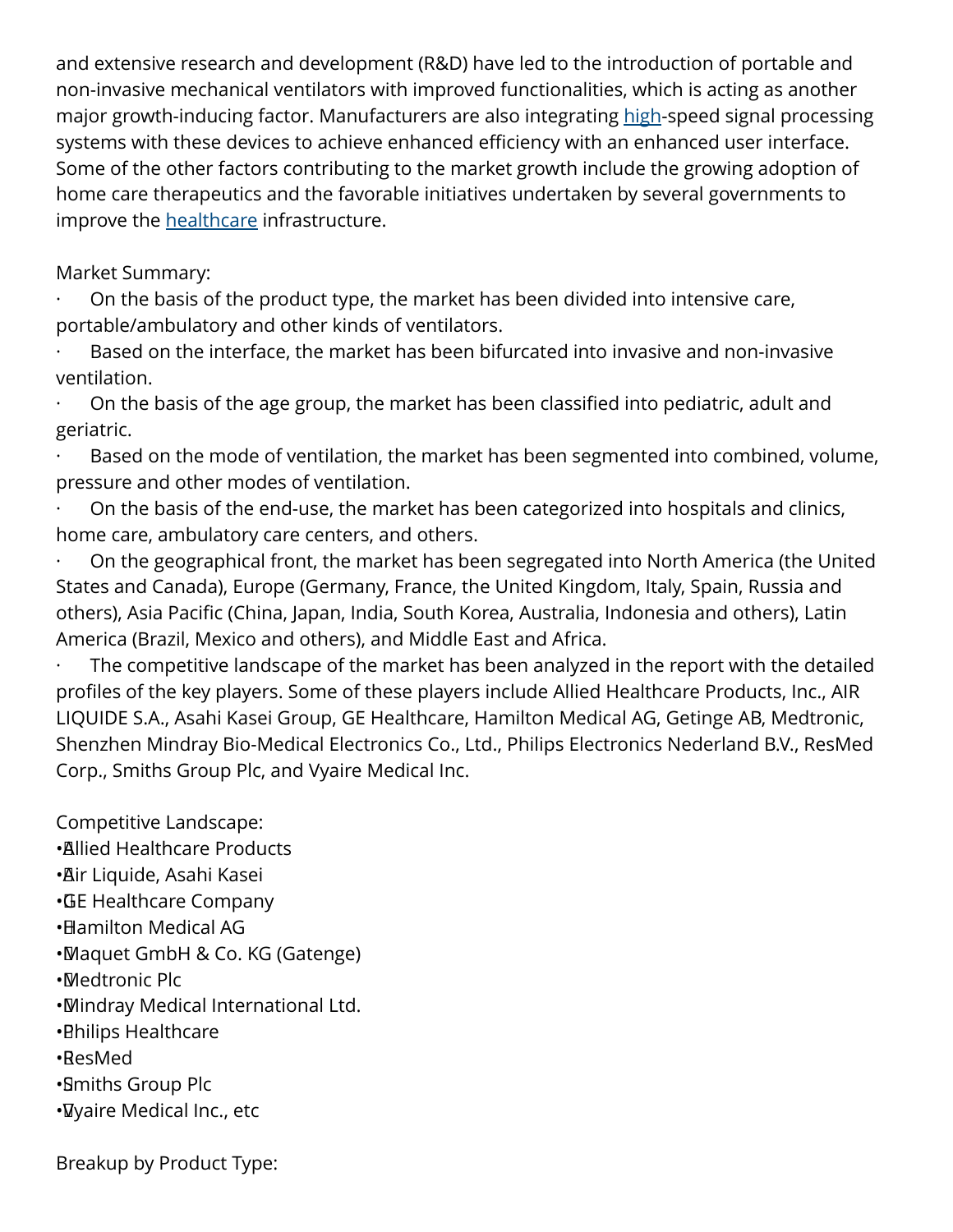and extensive research and development (R&D) have led to the introduction of portable and non-invasive mechanical ventilators with improved functionalities, which is acting as another major growth-inducing factor. Manufacturers are also integrating high-speed signal processing systems with these devices to achieve enhanced efficiency with an enhanced user interface. Some of the other factors contributing to the market growth include the growing adoption of home care therapeutics and the favorable initiatives undertaken by several governments to improve the healthcare infrastructure.

Market Summary:

- On the basis of the product type, the market has been divided into intensive care, portable/ambulatory and other kinds of ventilators.
- Based on the interface, the market has been bifurcated into invasive and non-invasive ventilation.
- On the basis of the age group, the market has been classified into pediatric, adult and geriatric.
- Based on the mode of ventilation, the market has been segmented into combined, volume, pressure and other modes of ventilation.
- On the basis of the end-use, the market has been categorized into hospitals and clinics, home care, ambulatory care centers, and others.
- On the geographical front, the market has been segregated into North America (the United States and Canada), Europe (Germany, France, the United Kingdom, Italy, Spain, Russia and others), Asia Pacific (China, Japan, India, South Korea, Australia, Indonesia and others), Latin America (Brazil, Mexico and others), and Middle East and Africa.
- The competitive landscape of the market has been analyzed in the report with the detailed profiles of the key players. Some of these players include Allied Healthcare Products, Inc., AIR LIQUIDE S.A., Asahi Kasei Group, GE Healthcare, Hamilton Medical AG, Getinge AB, Medtronic, Shenzhen Mindray Bio-Medical Electronics Co., Ltd., Philips Electronics Nederland B.V., ResMed Corp., Smiths Group Plc, and Vyaire Medical Inc.

Competitive Landscape:

- Allied Healthcare Products
- Air Liquide, Asahi Kasei
- GE Healthcare Company
- Hamilton Medical AG
- Maquet GmbH & Co. KG (Gatenge)
- Medtronic Plc
- Mindray Medical International Ltd.
- Philips Healthcare
- ResMed
- Smiths Group Plc
- Vyaire Medical Inc., etc

Breakup by Product Type: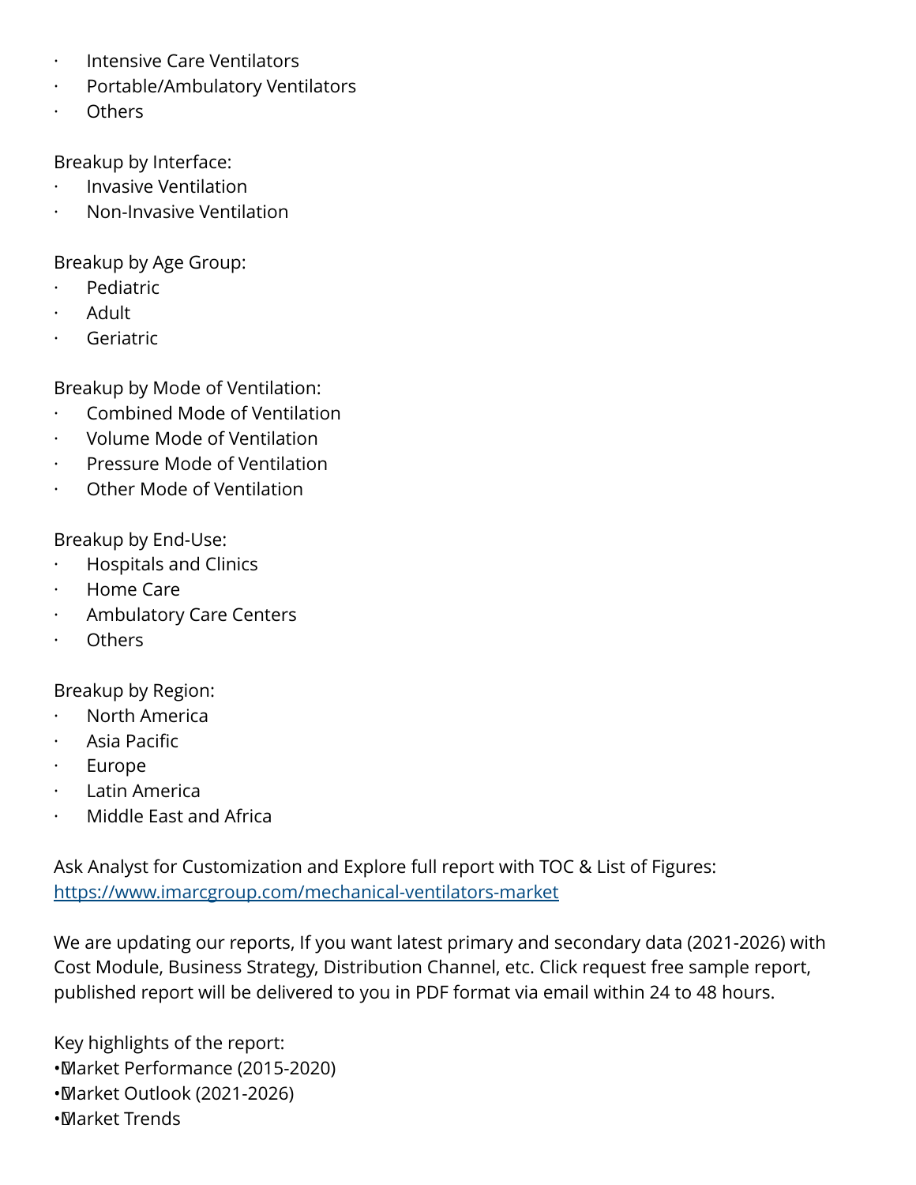- Intensive Care Ventilators
- Portable/Ambulatory Ventilators
- Others

Breakup by Interface:

- Invasive Ventilation
- Non-Invasive Ventilation

Breakup by Age Group:

- Pediatric
- Adult
- Geriatric

Breakup by Mode of Ventilation:

- Combined Mode of Ventilation
- Volume Mode of Ventilation
- Pressure Mode of Ventilation
- Other Mode of Ventilation

Breakup by End-Use:

- Hospitals and Clinics
- Home Care
- Ambulatory Care Centers
- Others

Breakup by Region:

- North America
- Asia Pacific
- Europe
- Latin America
- Middle East and Africa

Ask Analyst for Customization and Explore full report with TOC & List of Figures:
https://www.imarcgroup.com/mechanical-ventilators-market

We are updating our reports, If you want latest primary and secondary data (2021-2026) with Cost Module, Business Strategy, Distribution Channel, etc. Click request free sample report, published report will be delivered to you in PDF format via email within 24 to 48 hours.

Key highlights of the report:

- Market Performance (2015-2020)
- Market Outlook (2021-2026)
- Market Trends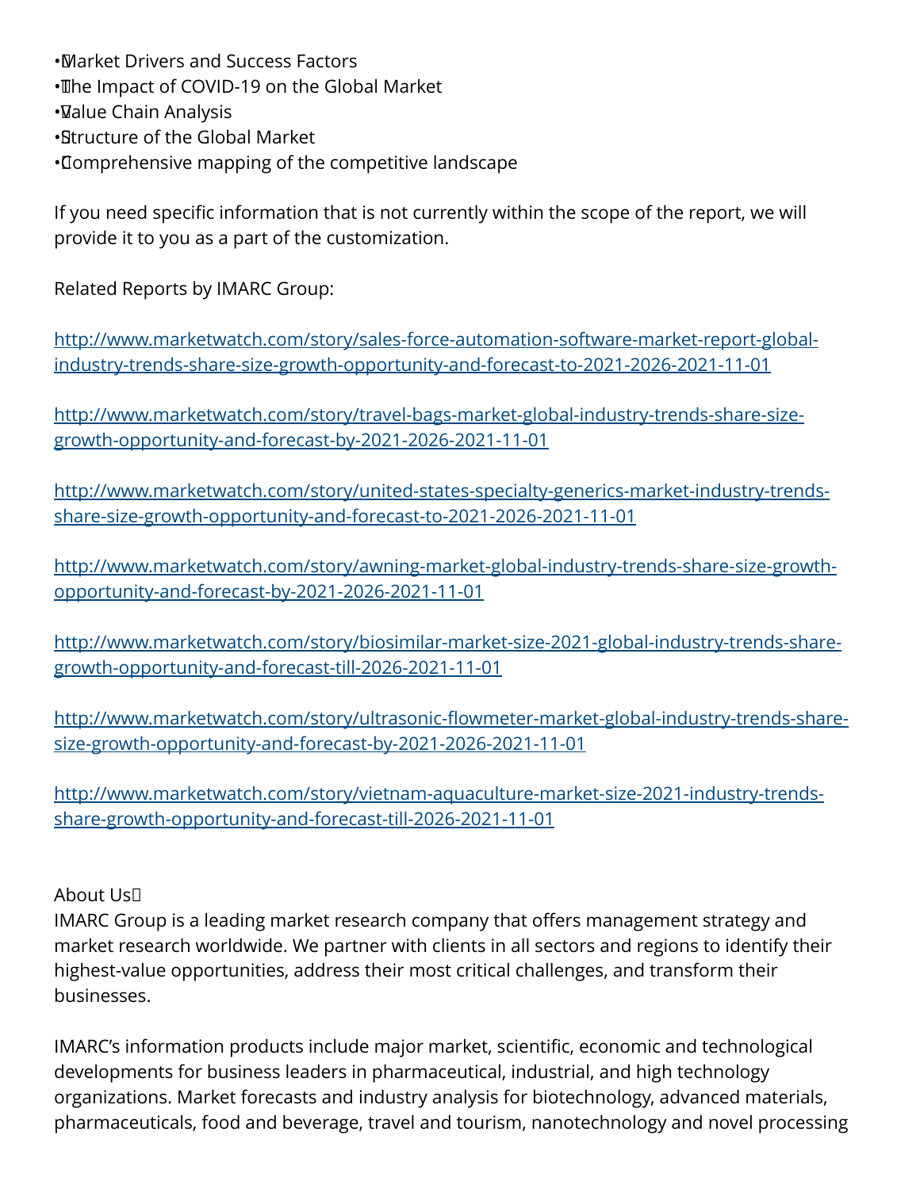- Market Drivers and Success Factors
- The Impact of COVID-19 on the Global Market
- Value Chain Analysis
- Structure of the Global Market
- Comprehensive mapping of the competitive landscape

If you need specific information that is not currently within the scope of the report, we will provide it to you as a part of the customization.

Related Reports by IMARC Group:

[http://www.marketwatch.com/story/sales-force-automation-software-market-report-global-industry-trends-share-size-growth-opportunity-and-forecast-to-2021-2026-2021-11-01](http://www.marketwatch.com/story/sales-force-automation-software-market-report-global-industry-trends-share-size-growth-opportunity-and-forecast-to-2021-2026-2021-11-01)

[http://www.marketwatch.com/story/travel-bags-market-global-industry-trends-share-size-growth-opportunity-and-forecast-by-2021-2026-2021-11-01](http://www.marketwatch.com/story/travel-bags-market-global-industry-trends-share-size-growth-opportunity-and-forecast-by-2021-2026-2021-11-01)

[http://www.marketwatch.com/story/united-states-specialty-generics-market-industry-trends-share-size-growth-opportunity-and-forecast-to-2021-2026-2021-11-01](http://www.marketwatch.com/story/united-states-specialty-generics-market-industry-trends-share-size-growth-opportunity-and-forecast-to-2021-2026-2021-11-01)

[http://www.marketwatch.com/story/awning-market-global-industry-trends-share-size-growth-opportunity-and-forecast-by-2021-2026-2021-11-01](http://www.marketwatch.com/story/awning-market-global-industry-trends-share-size-growth-opportunity-and-forecast-by-2021-2026-2021-11-01)

[http://www.marketwatch.com/story/biosimilar-market-size-2021-global-industry-trends-share-growth-opportunity-and-forecast-till-2026-2021-11-01](http://www.marketwatch.com/story/biosimilar-market-size-2021-global-industry-trends-share-growth-opportunity-and-forecast-till-2026-2021-11-01)

[http://www.marketwatch.com/story/ultrasonic-flowmeter-market-global-industry-trends-share-size-growth-opportunity-and-forecast-by-2021-2026-2021-11-01](http://www.marketwatch.com/story/ultrasonic-flowmeter-market-global-industry-trends-share-size-growth-opportunity-and-forecast-by-2021-2026-2021-11-01)

[http://www.marketwatch.com/story/vietnam-aquaculture-market-size-2021-industry-trends-share-growth-opportunity-and-forecast-till-2026-2021-11-01](http://www.marketwatch.com/story/vietnam-aquaculture-market-size-2021-industry-trends-share-growth-opportunity-and-forecast-till-2026-2021-11-01)

About Us
IMARC Group is a leading market research company that offers management strategy and market research worldwide. We partner with clients in all sectors and regions to identify their highest-value opportunities, address their most critical challenges, and transform their businesses.

IMARC's information products include major market, scientific, economic and technological developments for business leaders in pharmaceutical, industrial, and high technology organizations. Market forecasts and industry analysis for biotechnology, advanced materials, pharmaceuticals, food and beverage, travel and tourism, nanotechnology and novel processing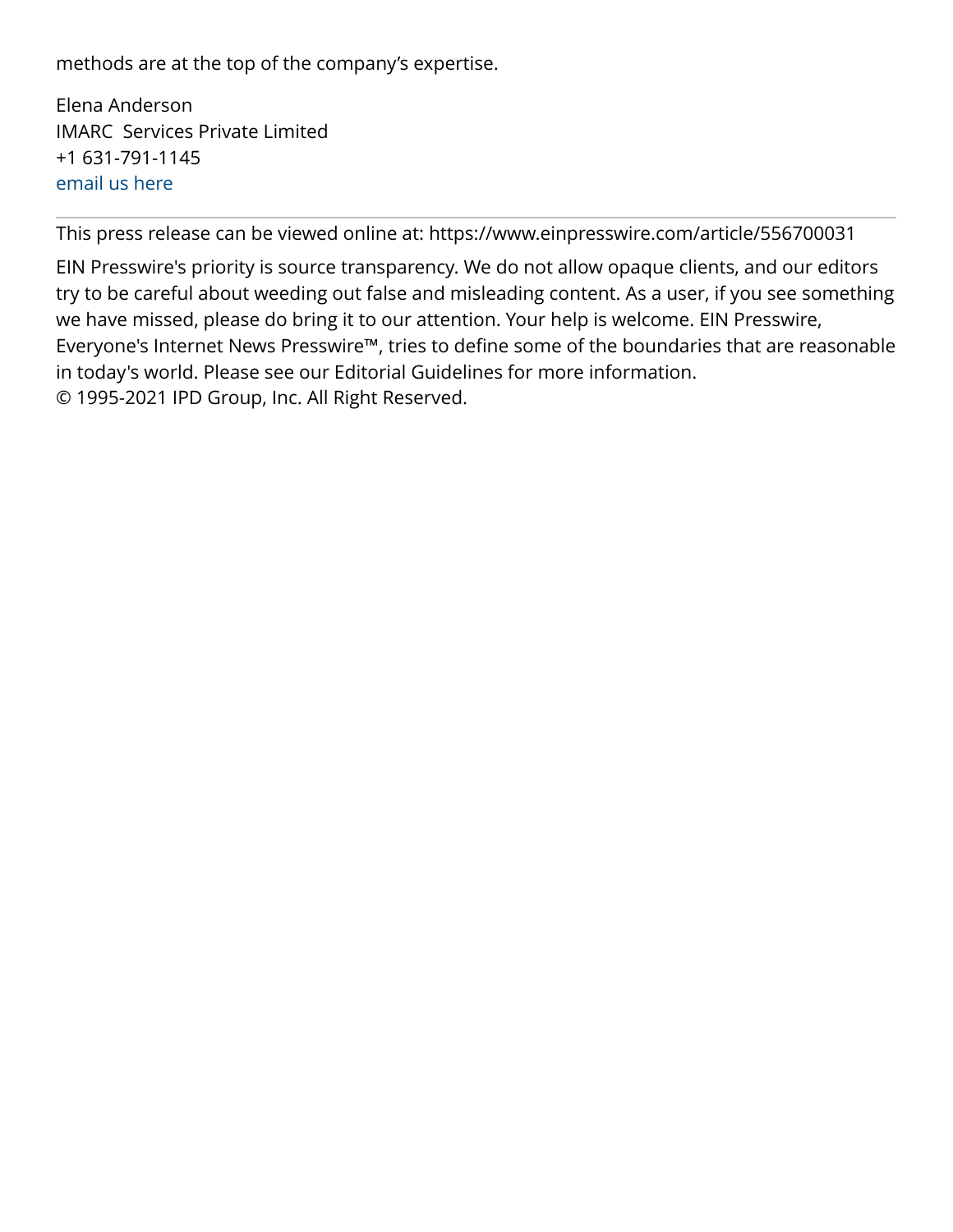methods are at the top of the company's expertise.

Elena Anderson
IMARC Services Private Limited
+1 631-791-1145
email us here

---

This press release can be viewed online at: https://www.einpresswire.com/article/556700031

EIN Presswire's priority is source transparency. We do not allow opaque clients, and our editors try to be careful about weeding out false and misleading content. As a user, if you see something we have missed, please do bring it to our attention. Your help is welcome. EIN Presswire, Everyone's Internet News Presswire™, tries to define some of the boundaries that are reasonable in today's world. Please see our Editorial Guidelines for more information.
© 1995-2021 IPD Group, Inc. All Right Reserved.